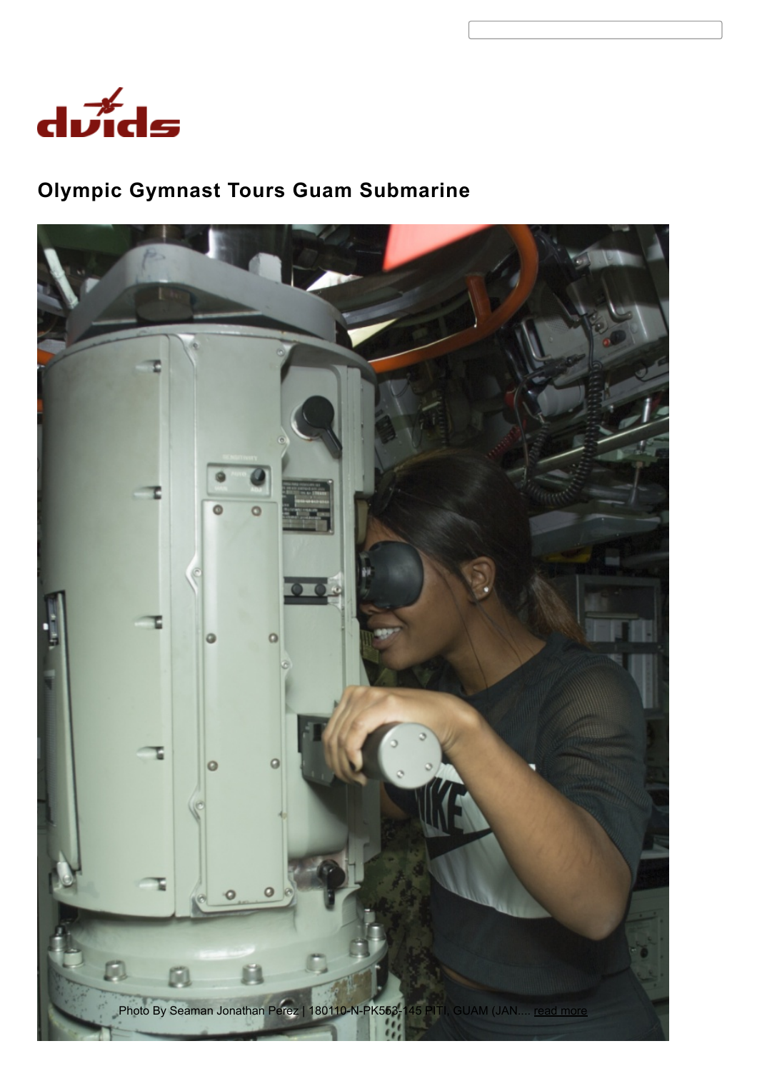# Olympic Gymnast Tours Guam Submarine

Photo By Seaman Jonathan Perez | 180110-N-PK553-145 PITI, GUAM (JAN.... read more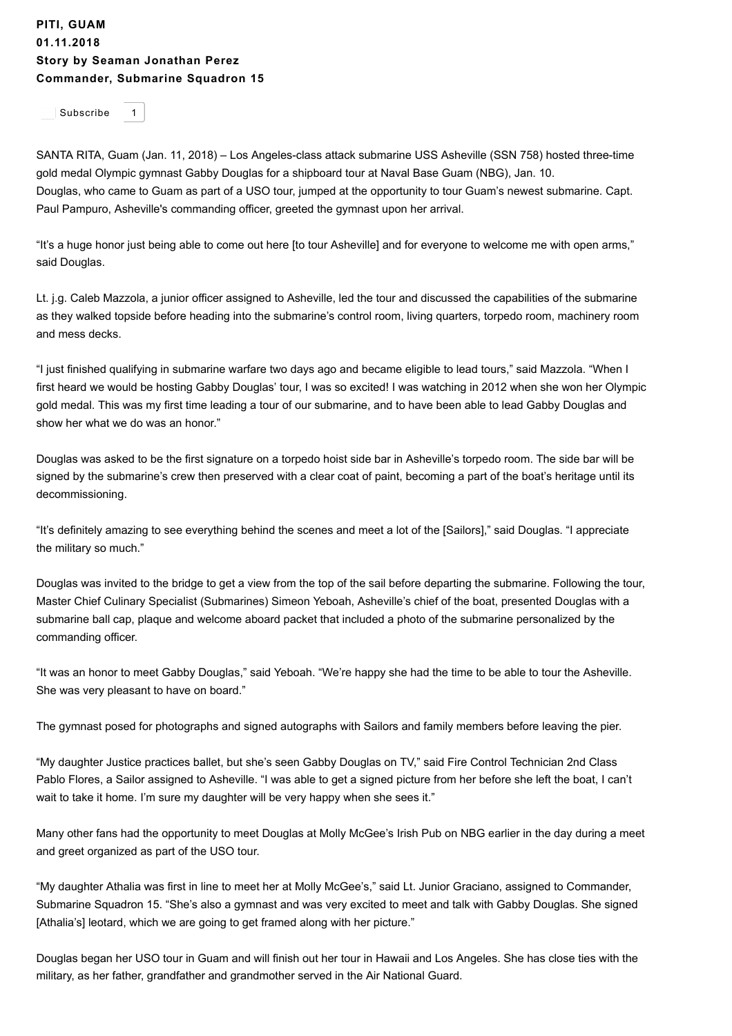**PITI, GUAM**
**01.11.2018**
**Story by Seaman Jonathan Perez**
**Commander, Submarine Squadron 15**

Subscribe 1

SANTA RITA, Guam (Jan. 11, 2018) – Los Angeles-class attack submarine USS Asheville (SSN 758) hosted three-time gold medal Olympic gymnast Gabby Douglas for a shipboard tour at Naval Base Guam (NBG), Jan. 10.
Douglas, who came to Guam as part of a USO tour, jumped at the opportunity to tour Guam's newest submarine. Capt. Paul Pampuro, Asheville's commanding officer, greeted the gymnast upon her arrival.

"It's a huge honor just being able to come out here [to tour Asheville] and for everyone to welcome me with open arms," said Douglas.

Lt. j.g. Caleb Mazzola, a junior officer assigned to Asheville, led the tour and discussed the capabilities of the submarine as they walked topside before heading into the submarine's control room, living quarters, torpedo room, machinery room and mess decks.

"I just finished qualifying in submarine warfare two days ago and became eligible to lead tours," said Mazzola. "When I first heard we would be hosting Gabby Douglas' tour, I was so excited! I was watching in 2012 when she won her Olympic gold medal. This was my first time leading a tour of our submarine, and to have been able to lead Gabby Douglas and show her what we do was an honor."

Douglas was asked to be the first signature on a torpedo hoist side bar in Asheville's torpedo room. The side bar will be signed by the submarine's crew then preserved with a clear coat of paint, becoming a part of the boat's heritage until its decommissioning.

"It's definitely amazing to see everything behind the scenes and meet a lot of the [Sailors]," said Douglas. "I appreciate the military so much."

Douglas was invited to the bridge to get a view from the top of the sail before departing the submarine. Following the tour, Master Chief Culinary Specialist (Submarines) Simeon Yeboah, Asheville's chief of the boat, presented Douglas with a submarine ball cap, plaque and welcome aboard packet that included a photo of the submarine personalized by the commanding officer.

"It was an honor to meet Gabby Douglas," said Yeboah. "We're happy she had the time to be able to tour the Asheville. She was very pleasant to have on board."

The gymnast posed for photographs and signed autographs with Sailors and family members before leaving the pier.

"My daughter Justice practices ballet, but she's seen Gabby Douglas on TV," said Fire Control Technician 2nd Class Pablo Flores, a Sailor assigned to Asheville. "I was able to get a signed picture from her before she left the boat, I can't wait to take it home. I'm sure my daughter will be very happy when she sees it."

Many other fans had the opportunity to meet Douglas at Molly McGee's Irish Pub on NBG earlier in the day during a meet and greet organized as part of the USO tour.

"My daughter Athalia was first in line to meet her at Molly McGee's," said Lt. Junior Graciano, assigned to Commander, Submarine Squadron 15. "She's also a gymnast and was very excited to meet and talk with Gabby Douglas. She signed [Athalia's] leotard, which we are going to get framed along with her picture."

Douglas began her USO tour in Guam and will finish out her tour in Hawaii and Los Angeles. She has close ties with the military, as her father, grandfather and grandmother served in the Air National Guard.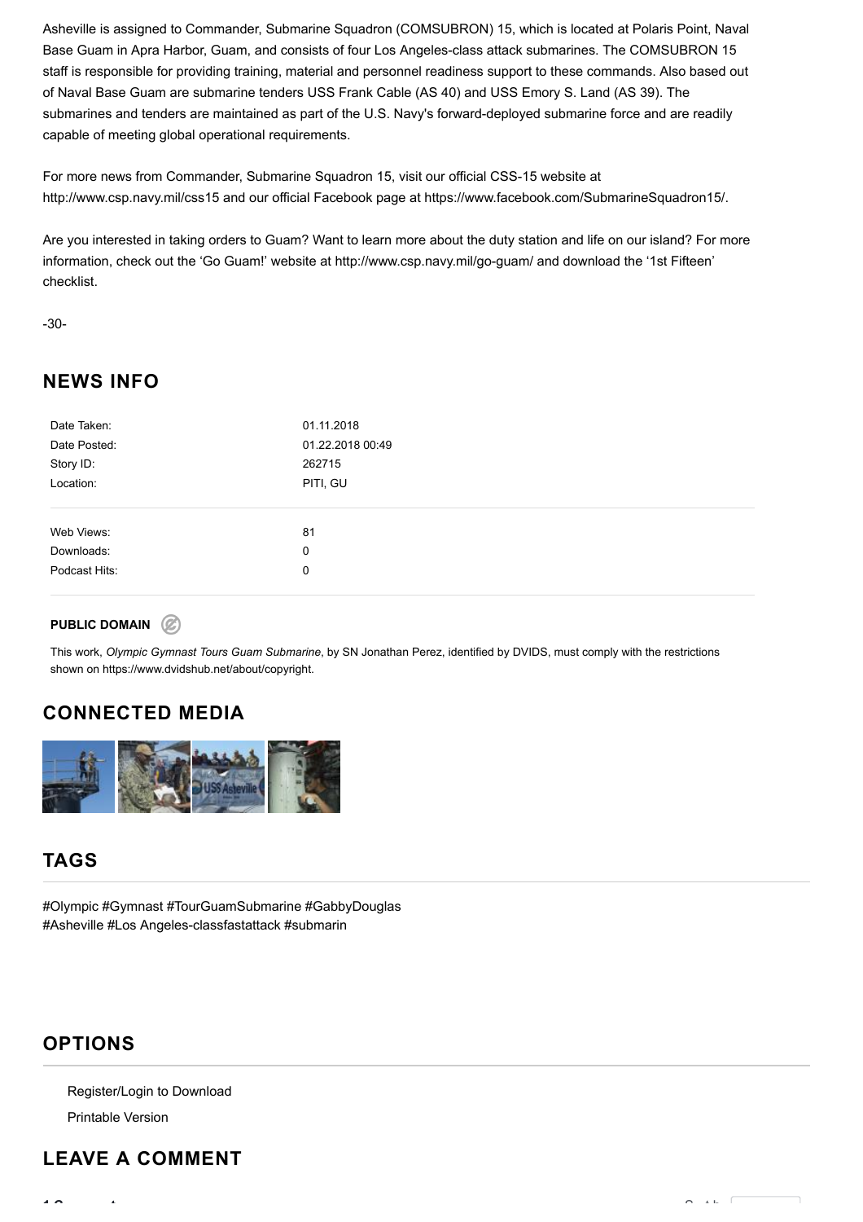Asheville is assigned to Commander, Submarine Squadron (COMSUBRON) 15, which is located at Polaris Point, Naval Base Guam in Apra Harbor, Guam, and consists of four Los Angeles-class attack submarines. The COMSUBRON 15 staff is responsible for providing training, material and personnel readiness support to these commands. Also based out of Naval Base Guam are submarine tenders USS Frank Cable (AS 40) and USS Emory S. Land (AS 39). The submarines and tenders are maintained as part of the U.S. Navy's forward-deployed submarine force and are readily capable of meeting global operational requirements.

For more news from Commander, Submarine Squadron 15, visit our official CSS-15 website at http://www.csp.navy.mil/css15 and our official Facebook page at https://www.facebook.com/SubmarineSquadron15/.

Are you interested in taking orders to Guam? Want to learn more about the duty station and life on our island? For more information, check out the 'Go Guam!' website at http://www.csp.navy.mil/go-guam/ and download the '1st Fifteen' checklist.

-30-

## NEWS INFO

| | |
|---|---|
| Date Taken: | 01.11.2018 |
| Date Posted: | 01.22.2018 00:49 |
| Story ID: | 262715 |
| Location: | PITI, GU |
| Web Views: | 81 |
| Downloads: | 0 |
| Podcast Hits: | 0 |

**PUBLIC DOMAIN**

This work, *Olympic Gymnast Tours Guam Submarine*, by SN Jonathan Perez, identified by DVIDS, must comply with the restrictions shown on https://www.dvidshub.net/about/copyright.

## CONNECTED MEDIA

## TAGS

#Olympic #Gymnast #TourGuamSubmarine #GabbyDouglas
#Asheville #Los Angeles-classfastattack #submarin

## OPTIONS

Register/Login to Download

Printable Version

## LEAVE A COMMENT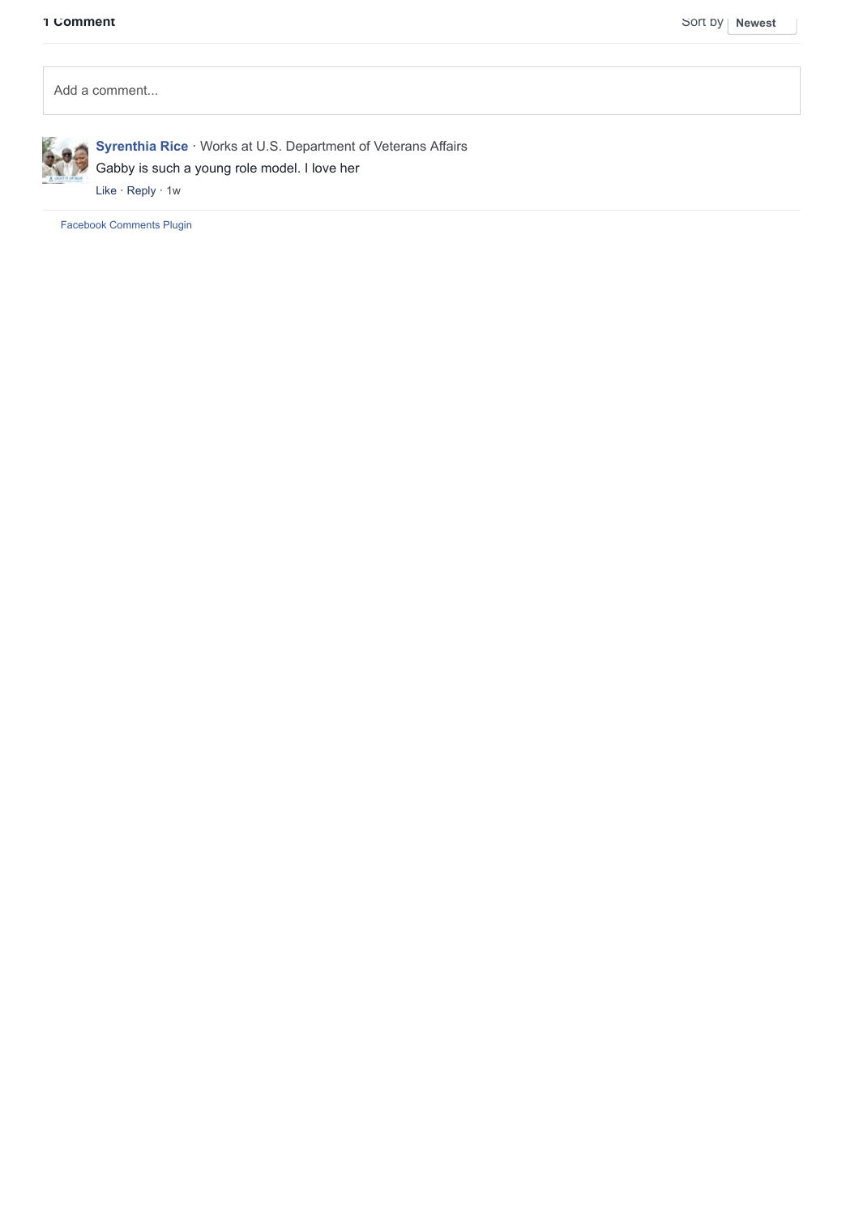1 Comment

Sort by Newest

Add a comment...

**Syrenthia Rice** · Works at U.S. Department of Veterans Affairs

Gabby is such a young role model. I love her

Like · Reply · 1w

Facebook Comments Plugin